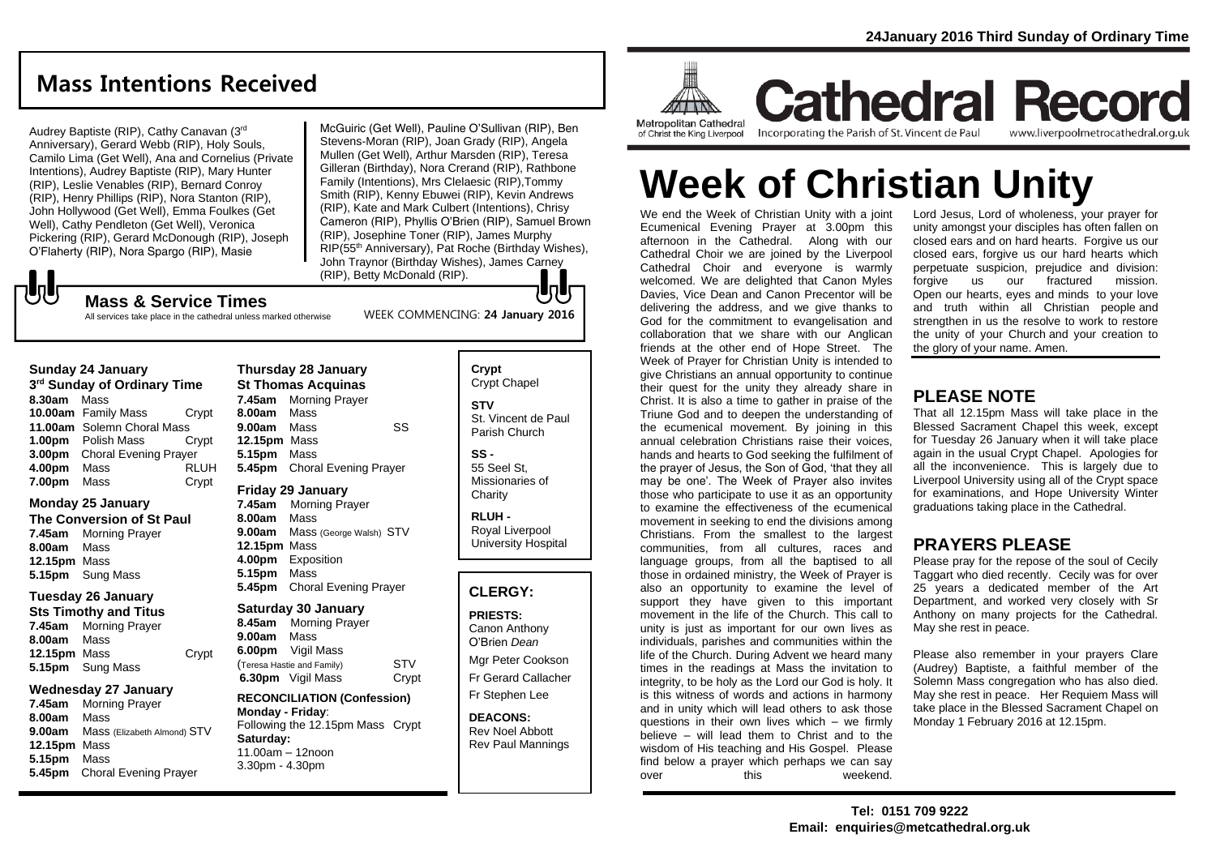24January 2016 Third Sunday of Ordinary Time

## Mass Intentions Received

Audrey Baptiste (RIP), Cathy Canavan (3rd Anniversary), Gerard Webb (RIP), Holy Souls, Camilo Lima (Get Well), Ana and Cornelius (Private Intentions), Audrey Baptiste (RIP), Mary Hunter (RIP), Leslie Venables (RIP), Bernard Conroy (RIP), Henry Phillips (RIP), Nora Stanton (RIP), John Hollywood (Get Well), Emma Foulkes (Get Well), Cathy Pendleton (Get Well), Veronica Pickering (RIP), Gerard McDonough (RIP), Joseph O'Flaherty (RIP), Nora Spargo (RIP), Masie McGuiric (Get Well), Pauline O'Sullivan (RIP), Ben Stevens-Moran (RIP), Joan Grady (RIP), Angela Mullen (Get Well), Arthur Marsden (RIP), Teresa Gilleran (Birthday), Nora Crerand (RIP), Rathbone Family (Intentions), Mrs Clelaesic (RIP),Tommy Smith (RIP), Kenny Ebuwei (RIP), Kevin Andrews (RIP), Kate and Mark Culbert (Intentions), Chrisy Cameron (RIP), Phyllis O'Brien (RIP), Samuel Brown (RIP), Josephine Toner (RIP), James Murphy RIP(55th Anniversary), Pat Roche (Birthday Wishes), John Traynor (Birthday Wishes), James Carney (RIP), Betty McDonald (RIP).

### Mass & Service Times

All services take place in the cathedral unless marked otherwise

WEEK COMMENCING: **24 January 2016**

**Sunday 24 January**
**3rd Sunday of Ordinary Time**
**8.30am** Mass
**10.00am** Family Mass Crypt
**11.00am** Solemn Choral Mass
**1.00pm** Polish Mass Crypt
**3.00pm** Choral Evening Prayer
**4.00pm** Mass RLUH
**7.00pm** Mass Crypt

**Monday 25 January**
**The Conversion of St Paul**
**7.45am** Morning Prayer
**8.00am** Mass
**12.15pm** Mass
**5.15pm** Sung Mass

**Tuesday 26 January**
**Sts Timothy and Titus**
**7.45am** Morning Prayer
**8.00am** Mass
**12.15pm** Mass Crypt
**5.15pm** Sung Mass

**Wednesday 27 January**
**7.45am** Morning Prayer
**8.00am** Mass
**9.00am** Mass (Elizabeth Almond) STV
**12.15pm** Mass
**5.15pm** Mass
**5.45pm** Choral Evening Prayer

**Thursday 28 January**
**St Thomas Acquinas**
**7.45am** Morning Prayer
**8.00am** Mass
**9.00am** Mass SS
**12.15pm** Mass
**5.15pm** Mass
**5.45pm** Choral Evening Prayer

**Friday 29 January**
**7.45am** Morning Prayer
**8.00am** Mass
**9.00am** Mass (George Walsh) STV
**12.15pm** Mass
**4.00pm** Exposition
**5.15pm** Mass
**5.45pm** Choral Evening Prayer

**Saturday 30 January**
**8.45am** Morning Prayer
**9.00am** Mass
**6.00pm** Vigil Mass (Teresa Hastie and Family) STV
**6.30pm** Vigil Mass Crypt

**RECONCILIATION (Confession)**
**Monday - Friday**:
Following the 12.15pm Mass Crypt
**Saturday:**
11.00am – 12noon
3.30pm - 4.30pm

**Crypt**
Crypt Chapel

**STV**
St. Vincent de Paul Parish Church

**SS -**
55 Seel St, Missionaries of Charity

**RLUH -**
Royal Liverpool University Hospital

### CLERGY:

**PRIESTS:**
Canon Anthony O'Brien *Dean*
Mgr Peter Cookson
Fr Gerard Callacher
Fr Stephen Lee

**DEACONS:**
Rev Noel Abbott
Rev Paul Mannings

Metropolitan Cathedral of Christ the King Liverpool

# Cathedral Record

Incorporating the Parish of St. Vincent de Paul www.liverpoolmetrocathedral.org.uk

# Week of Christian Unity

We end the Week of Christian Unity with a joint Ecumenical Evening Prayer at 3.00pm this afternoon in the Cathedral. Along with our Cathedral Choir we are joined by the Liverpool Cathedral Choir and everyone is warmly welcomed. We are delighted that Canon Myles Davies, Vice Dean and Canon Precentor will be delivering the address, and we give thanks to God for the commitment to evangelisation and collaboration that we share with our Anglican friends at the other end of Hope Street. The Week of Prayer for Christian Unity is intended to give Christians an annual opportunity to continue their quest for the unity they already share in Christ. It is also a time to gather in praise of the Triune God and to deepen the understanding of the ecumenical movement. By joining in this annual celebration Christians raise their voices, hands and hearts to God seeking the fulfilment of the prayer of Jesus, the Son of God, 'that they all may be one'. The Week of Prayer also invites those who participate to use it as an opportunity to examine the effectiveness of the ecumenical movement in seeking to end the divisions among Christians. From the smallest to the largest communities, from all cultures, races and language groups, from all the baptised to all those in ordained ministry, the Week of Prayer is also an opportunity to examine the level of support they have given to this important movement in the life of the Church. This call to unity is just as important for our own lives as individuals, parishes and communities within the life of the Church. During Advent we heard many times in the readings at Mass the invitation to integrity, to be holy as the Lord our God is holy. It is this witness of words and actions in harmony and in unity which will lead others to ask those questions in their own lives which – we firmly believe – will lead them to Christ and to the wisdom of His teaching and His Gospel. Please find below a prayer which perhaps we can say over this weekend.

Lord Jesus, Lord of wholeness, your prayer for unity amongst your disciples has often fallen on closed ears and on hard hearts. Forgive us our closed ears, forgive us our hard hearts which perpetuate suspicion, prejudice and division: forgive us our fractured mission. Open our hearts, eyes and minds to your love and truth within all Christian people and strengthen in us the resolve to work to restore the unity of your Church and your creation to the glory of your name. Amen.

## PLEASE NOTE

That all 12.15pm Mass will take place in the Blessed Sacrament Chapel this week, except for Tuesday 26 January when it will take place again in the usual Crypt Chapel. Apologies for all the inconvenience. This is largely due to Liverpool University using all of the Crypt space for examinations, and Hope University Winter graduations taking place in the Cathedral.

## PRAYERS PLEASE

Please pray for the repose of the soul of Cecily Taggart who died recently. Cecily was for over 25 years a dedicated member of the Art Department, and worked very closely with Sr Anthony on many projects for the Cathedral. May she rest in peace.

Please also remember in your prayers Clare (Audrey) Baptiste, a faithful member of the Solemn Mass congregation who has also died. May she rest in peace. Her Requiem Mass will take place in the Blessed Sacrament Chapel on Monday 1 February 2016 at 12.15pm.

**Tel: 0151 709 9222**
**Email: enquiries@metcathedral.org.uk**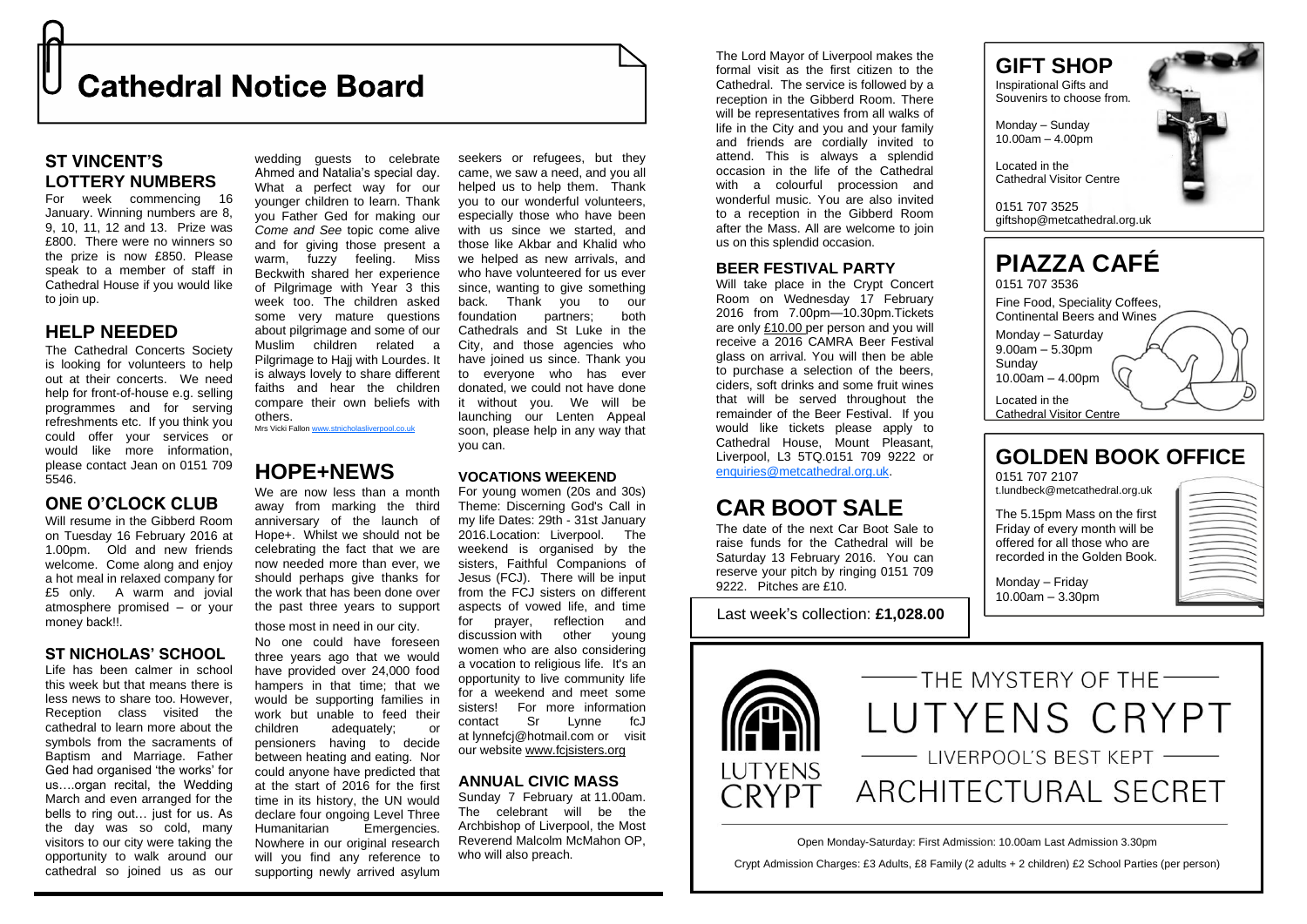# Cathedral Notice Board

## ST VINCENT'S LOTTERY NUMBERS

For week commencing 16 January. Winning numbers are 8, 9, 10, 11, 12 and 13. Prize was £800. There were no winners so the prize is now £850. Please speak to a member of staff in Cathedral House if you would like to join up.

## HELP NEEDED

The Cathedral Concerts Society is looking for volunteers to help out at their concerts. We need help for front-of-house e.g. selling programmes and for serving refreshments etc. If you think you could offer your services or would like more information, please contact Jean on 0151 709 5546.

## ONE O'CLOCK CLUB

Will resume in the Gibberd Room on Tuesday 16 February 2016 at 1.00pm. Old and new friends welcome. Come along and enjoy a hot meal in relaxed company for £5 only. A warm and jovial atmosphere promised – or your money back!!.

## ST NICHOLAS' SCHOOL

Life has been calmer in school this week but that means there is less news to share too. However, Reception class visited the cathedral to learn more about the symbols from the sacraments of Baptism and Marriage. Father Ged had organised 'the works' for us….organ recital, the Wedding March and even arranged for the bells to ring out… just for us. As the day was so cold, many visitors to our city were taking the opportunity to walk around our cathedral so joined us as our wedding guests to celebrate Ahmed and Natalia's special day. What a perfect way for our younger children to learn. Thank you Father Ged for making our *Come and See* topic come alive and for giving those present a warm, fuzzy feeling. Miss Beckwith shared her experience of Pilgrimage with Year 3 this week too. The children asked some very mature questions about pilgrimage and some of our Muslim children related a Pilgrimage to Hajj with Lourdes. It is always lovely to share different faiths and hear the children compare their own beliefs with others.

Mrs Vicki Fallon www.stnicholasliverpool.co.uk

## HOPE+NEWS

We are now less than a month away from marking the third anniversary of the launch of Hope+. Whilst we should not be celebrating the fact that we are now needed more than ever, we should perhaps give thanks for the work that has been done over the past three years to support those most in need in our city.

No one could have foreseen three years ago that we would have provided over 24,000 food hampers in that time; that we would be supporting families in work but unable to feed their children adequately; or pensioners having to decide between heating and eating. Nor could anyone have predicted that at the start of 2016 for the first time in its history, the UN would declare four ongoing Level Three Humanitarian Emergencies. Nowhere in our original research will you find any reference to supporting newly arrived asylum seekers or refugees, but they came, we saw a need, and you all helped us to help them. Thank you to our wonderful volunteers, especially those who have been with us since we started, and those like Akbar and Khalid who we helped as new arrivals, and who have volunteered for us ever since, wanting to give something back. Thank you to our foundation partners; both Cathedrals and St Luke in the City, and those agencies who have joined us since. Thank you to everyone who has ever donated, we could not have done it without you. We will be launching our Lenten Appeal soon, please help in any way that you can.

### VOCATIONS WEEKEND

For young women (20s and 30s) Theme: Discerning God's Call in my life Dates: 29th - 31st January 2016.Location: Liverpool. The weekend is organised by the sisters, Faithful Companions of Jesus (FCJ). There will be input from the FCJ sisters on different aspects of vowed life, and time for prayer, reflection and discussion with other young women who are also considering a vocation to religious life. It's an opportunity to live community life for a weekend and meet some sisters! For more information contact Sr Lynne fcJ at lynnefcj@hotmail.com or visit our website www.fcjsisters.org

### ANNUAL CIVIC MASS

Sunday 7 February at 11.00am. The celebrant will be the Archbishop of Liverpool, the Most Reverend Malcolm McMahon OP, who will also preach.

The Lord Mayor of Liverpool makes the formal visit as the first citizen to the Cathedral. The service is followed by a reception in the Gibberd Room. There will be representatives from all walks of life in the City and you and your family and friends are cordially invited to attend. This is always a splendid occasion in the life of the Cathedral with a colourful procession and wonderful music. You are also invited to a reception in the Gibberd Room after the Mass. All are welcome to join us on this splendid occasion.

### BEER FESTIVAL PARTY

Will take place in the Crypt Concert Room on Wednesday 17 February 2016 from 7.00pm—10.30pm.Tickets are only £10.00 per person and you will receive a 2016 CAMRA Beer Festival glass on arrival. You will then be able to purchase a selection of the beers, ciders, soft drinks and some fruit wines that will be served throughout the remainder of the Beer Festival. If you would like tickets please apply to Cathedral House, Mount Pleasant, Liverpool, L3 5TQ.0151 709 9222 or enquiries@metcathedral.org.uk.

## CAR BOOT SALE

The date of the next Car Boot Sale to raise funds for the Cathedral will be Saturday 13 February 2016. You can reserve your pitch by ringing 0151 709 9222. Pitches are £10.

Last week's collection: **£1,028.00**

## GIFT SHOP

Inspirational Gifts and Souvenirs to choose from.

Monday – Sunday
10.00am – 4.00pm

Located in the Cathedral Visitor Centre

0151 707 3525
giftshop@metcathedral.org.uk

## PIAZZA CAFÉ

0151 707 3536

Fine Food, Speciality Coffees, Continental Beers and Wines

Monday – Saturday
9.00am – 5.30pm
Sunday
10.00am – 4.00pm

Located in the Cathedral Visitor Centre

## GOLDEN BOOK OFFICE

0151 707 2107
t.lundbeck@metcathedral.org.uk

The 5.15pm Mass on the first Friday of every month will be offered for all those who are recorded in the Golden Book.

Monday – Friday
10.00am – 3.30pm

LUTYENS CRYPT

THE MYSTERY OF THE LUTYENS CRYPT

LIVERPOOL'S BEST KEPT ARCHITECTURAL SECRET

Open Monday-Saturday: First Admission: 10.00am Last Admission 3.30pm

Crypt Admission Charges: £3 Adults, £8 Family (2 adults + 2 children) £2 School Parties (per person)